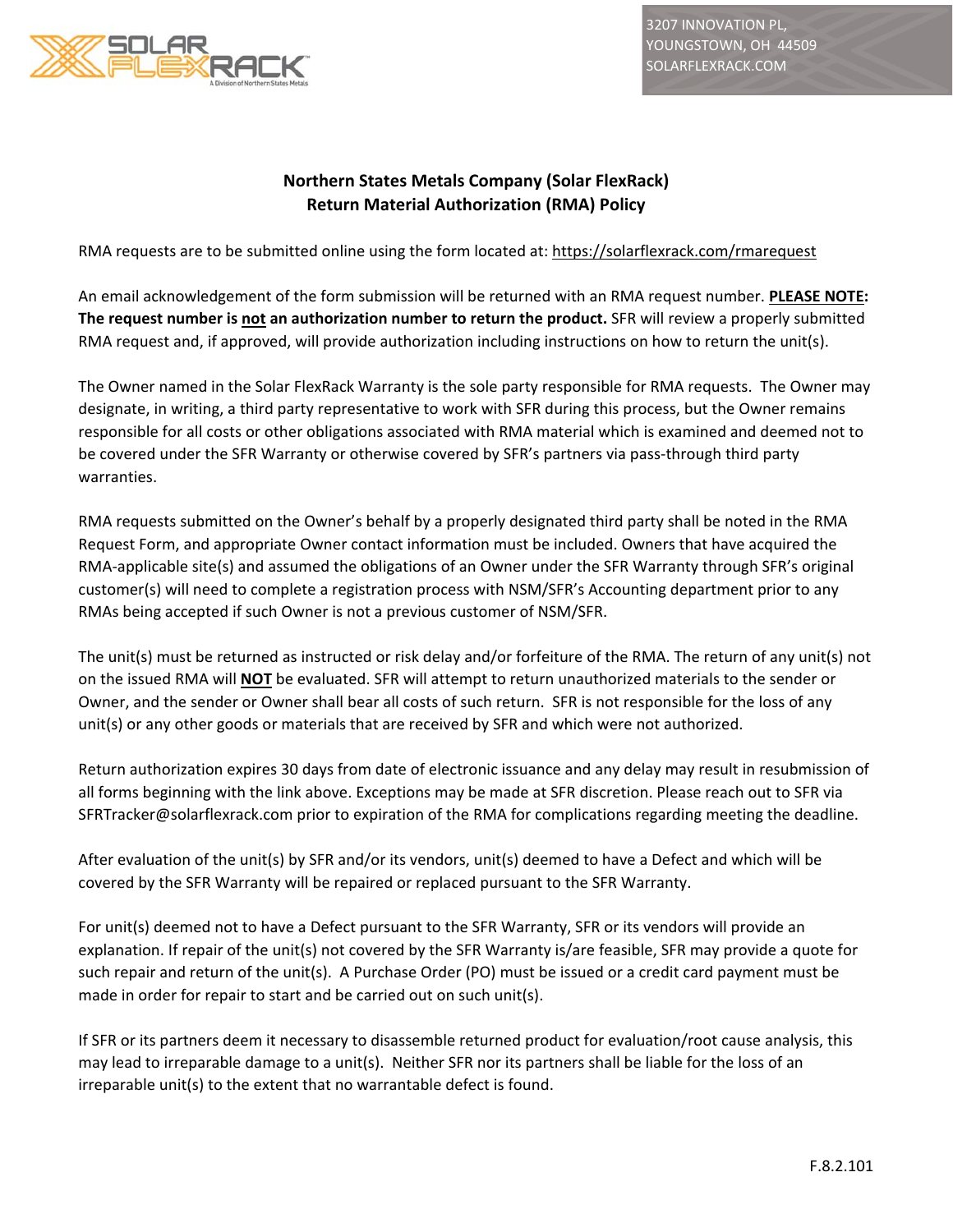3207 INNOVATION PL,
YOUNGSTOWN, OH 44509
SOLARFLEXRACK.COM

## Northern States Metals Company (Solar FlexRack)
## Return Material Authorization (RMA) Policy

RMA requests are to be submitted online using the form located at: https://solarflexrack.com/rmarequest

An email acknowledgement of the form submission will be returned with an RMA request number. **PLEASE NOTE: The request number is not an authorization number to return the product.** SFR will review a properly submitted RMA request and, if approved, will provide authorization including instructions on how to return the unit(s).

The Owner named in the Solar FlexRack Warranty is the sole party responsible for RMA requests. The Owner may designate, in writing, a third party representative to work with SFR during this process, but the Owner remains responsible for all costs or other obligations associated with RMA material which is examined and deemed not to be covered under the SFR Warranty or otherwise covered by SFR's partners via pass-through third party warranties.

RMA requests submitted on the Owner's behalf by a properly designated third party shall be noted in the RMA Request Form, and appropriate Owner contact information must be included. Owners that have acquired the RMA-applicable site(s) and assumed the obligations of an Owner under the SFR Warranty through SFR's original customer(s) will need to complete a registration process with NSM/SFR's Accounting department prior to any RMAs being accepted if such Owner is not a previous customer of NSM/SFR.

The unit(s) must be returned as instructed or risk delay and/or forfeiture of the RMA. The return of any unit(s) not on the issued RMA will **NOT** be evaluated. SFR will attempt to return unauthorized materials to the sender or Owner, and the sender or Owner shall bear all costs of such return. SFR is not responsible for the loss of any unit(s) or any other goods or materials that are received by SFR and which were not authorized.

Return authorization expires 30 days from date of electronic issuance and any delay may result in resubmission of all forms beginning with the link above. Exceptions may be made at SFR discretion. Please reach out to SFR via SFRTracker@solarflexrack.com prior to expiration of the RMA for complications regarding meeting the deadline.

After evaluation of the unit(s) by SFR and/or its vendors, unit(s) deemed to have a Defect and which will be covered by the SFR Warranty will be repaired or replaced pursuant to the SFR Warranty.

For unit(s) deemed not to have a Defect pursuant to the SFR Warranty, SFR or its vendors will provide an explanation. If repair of the unit(s) not covered by the SFR Warranty is/are feasible, SFR may provide a quote for such repair and return of the unit(s). A Purchase Order (PO) must be issued or a credit card payment must be made in order for repair to start and be carried out on such unit(s).

If SFR or its partners deem it necessary to disassemble returned product for evaluation/root cause analysis, this may lead to irreparable damage to a unit(s). Neither SFR nor its partners shall be liable for the loss of an irreparable unit(s) to the extent that no warrantable defect is found.

F.8.2.101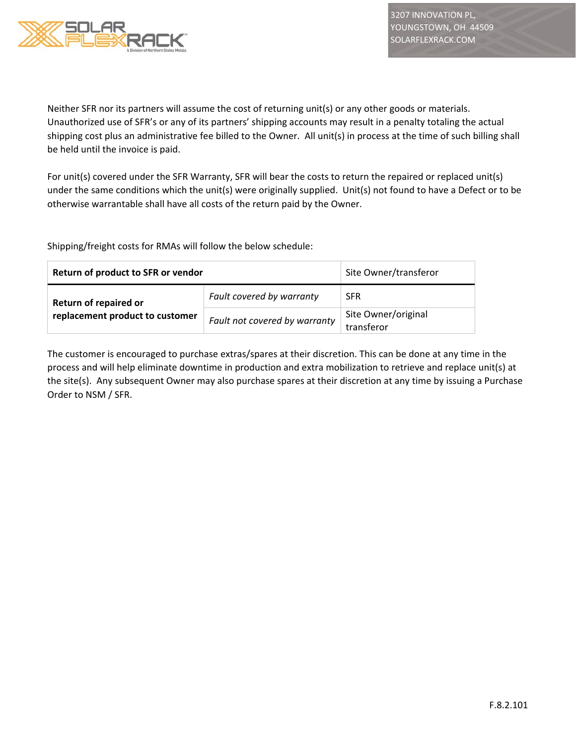Neither SFR nor its partners will assume the cost of returning unit(s) or any other goods or materials. Unauthorized use of SFR's or any of its partners' shipping accounts may result in a penalty totaling the actual shipping cost plus an administrative fee billed to the Owner. All unit(s) in process at the time of such billing shall be held until the invoice is paid.

For unit(s) covered under the SFR Warranty, SFR will bear the costs to return the repaired or replaced unit(s) under the same conditions which the unit(s) were originally supplied. Unit(s) not found to have a Defect or to be otherwise warrantable shall have all costs of the return paid by the Owner.

Shipping/freight costs for RMAs will follow the below schedule:

| **Return of product to SFR or vendor** | | Site Owner/transferor |
| --- | --- | --- |
| **Return of repaired or replacement product to customer** | *Fault covered by warranty* | SFR |
| | *Fault not covered by warranty* | Site Owner/original transferor |

The customer is encouraged to purchase extras/spares at their discretion. This can be done at any time in the process and will help eliminate downtime in production and extra mobilization to retrieve and replace unit(s) at the site(s). Any subsequent Owner may also purchase spares at their discretion at any time by issuing a Purchase Order to NSM / SFR.